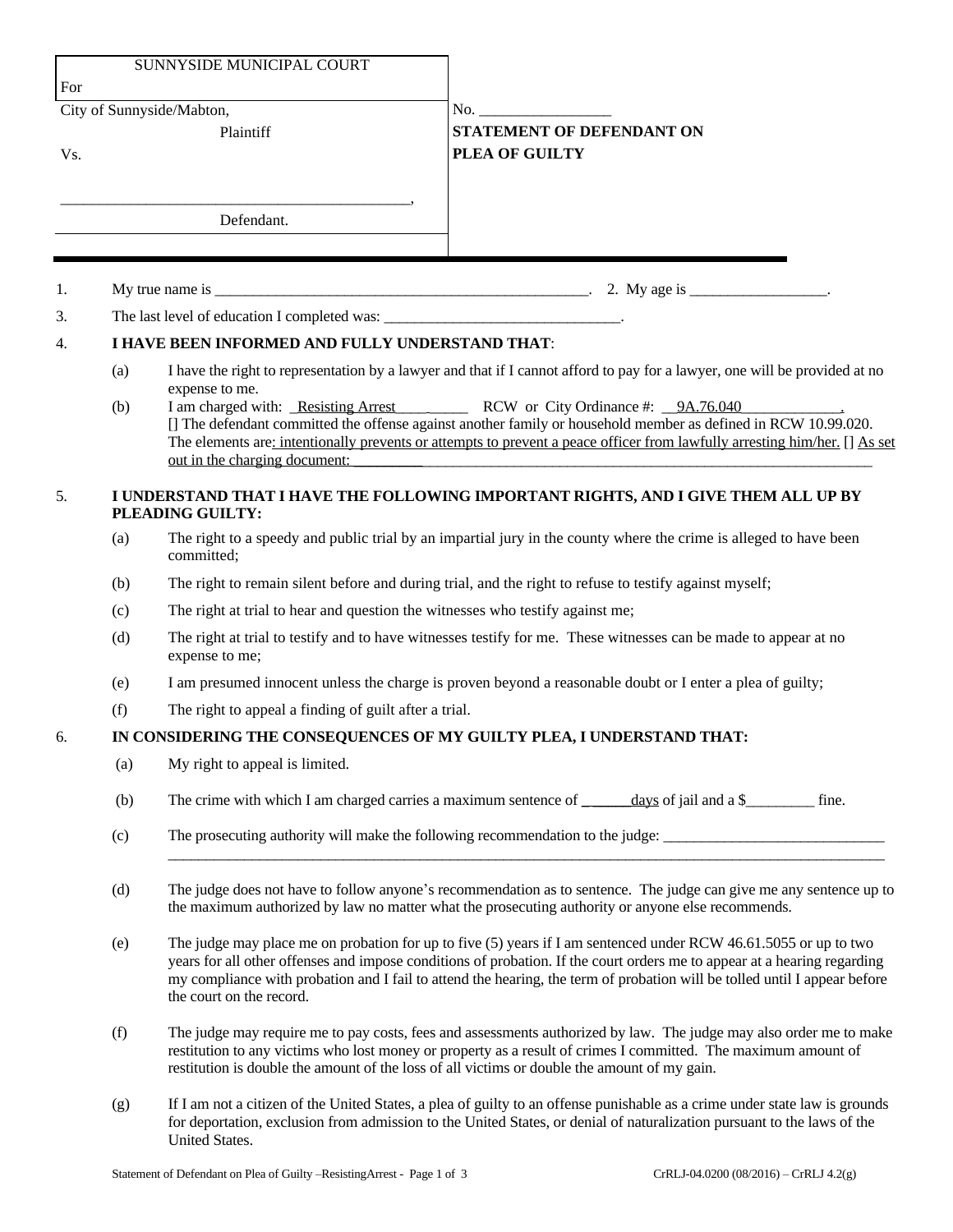| SUNNYSIDE MUNICIPAL COURT | |
|---|---|
| For City of Sunnyside/Mabton, Plaintiff | No. _________________ |
| Vs. | **STATEMENT OF DEFENDANT ON PLEA OF GUILTY** |
| _____________________________________________, Defendant. | |

1. My true name is ___________________________________________________. 2. My age is __________________.

3. The last level of education I completed was: _______________________________.

4. **I HAVE BEEN INFORMED AND FULLY UNDERSTAND THAT**:

   (a) I have the right to representation by a lawyer and that if I cannot afford to pay for a lawyer, one will be provided at no expense to me.

   (b) I am charged with: _Resisting Arrest_________ RCW or City Ordinance #: __9A.76.040_____________.
   [] The defendant committed the offense against another family or household member as defined in RCW 10.99.020.
   The elements are: intentionally prevents or attempts to prevent a peace officer from lawfully arresting him/her. [] As set out in the charging document: __________________________________________________________________________

5. **I UNDERSTAND THAT I HAVE THE FOLLOWING IMPORTANT RIGHTS, AND I GIVE THEM ALL UP BY PLEADING GUILTY:**

   (a) The right to a speedy and public trial by an impartial jury in the county where the crime is alleged to have been committed;

   (b) The right to remain silent before and during trial, and the right to refuse to testify against myself;

   (c) The right at trial to hear and question the witnesses who testify against me;

   (d) The right at trial to testify and to have witnesses testify for me. These witnesses can be made to appear at no expense to me;

   (e) I am presumed innocent unless the charge is proven beyond a reasonable doubt or I enter a plea of guilty;

   (f) The right to appeal a finding of guilt after a trial.

6. **IN CONSIDERING THE CONSEQUENCES OF MY GUILTY PLEA, I UNDERSTAND THAT:**

   (a) My right to appeal is limited.

   (b) The crime with which I am charged carries a maximum sentence of ______days of jail and a $_________ fine.

   (c) The prosecuting authority will make the following recommendation to the judge: _____________________________
   ____________________________________________________________________________________________________

   (d) The judge does not have to follow anyone's recommendation as to sentence. The judge can give me any sentence up to the maximum authorized by law no matter what the prosecuting authority or anyone else recommends.

   (e) The judge may place me on probation for up to five (5) years if I am sentenced under RCW 46.61.5055 or up to two years for all other offenses and impose conditions of probation. If the court orders me to appear at a hearing regarding my compliance with probation and I fail to attend the hearing, the term of probation will be tolled until I appear before the court on the record.

   (f) The judge may require me to pay costs, fees and assessments authorized by law. The judge may also order me to make restitution to any victims who lost money or property as a result of crimes I committed. The maximum amount of restitution is double the amount of the loss of all victims or double the amount of my gain.

   (g) If I am not a citizen of the United States, a plea of guilty to an offense punishable as a crime under state law is grounds for deportation, exclusion from admission to the United States, or denial of naturalization pursuant to the laws of the United States.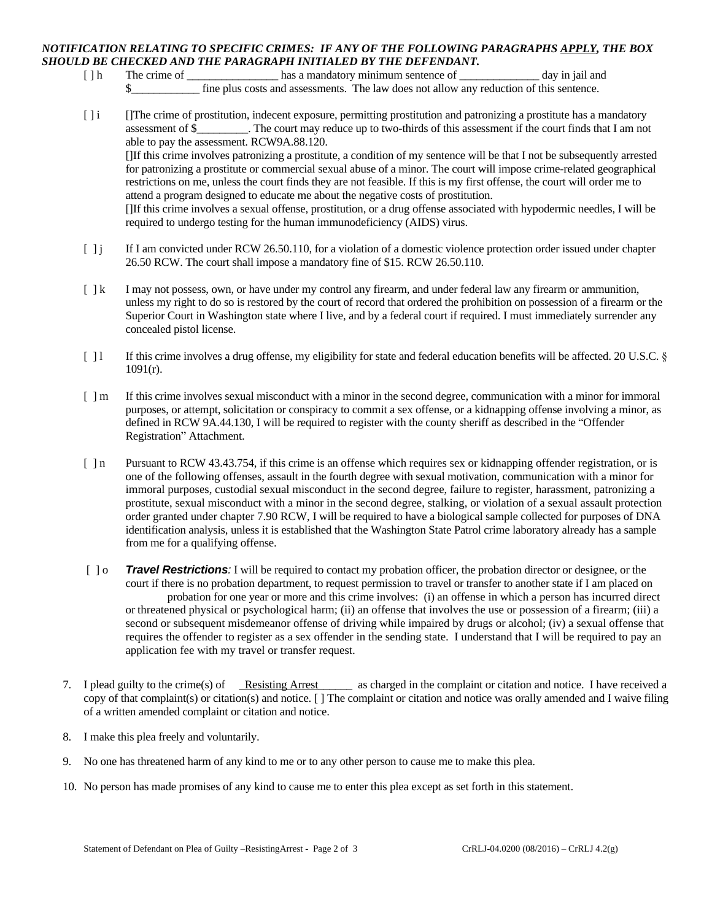***NOTIFICATION RELATING TO SPECIFIC CRIMES: IF ANY OF THE FOLLOWING PARAGRAPHS APPLY, THE BOX SHOULD BE CHECKED AND THE PARAGRAPH INITIALED BY THE DEFENDANT.***

[ ] h The crime of ________________ has a mandatory minimum sentence of ______________ day in jail and $____________ fine plus costs and assessments. The law does not allow any reduction of this sentence.

[ ] i []The crime of prostitution, indecent exposure, permitting prostitution and patronizing a prostitute has a mandatory assessment of $_________. The court may reduce up to two-thirds of this assessment if the court finds that I am not able to pay the assessment. RCW9A.88.120.
[]If this crime involves patronizing a prostitute, a condition of my sentence will be that I not be subsequently arrested for patronizing a prostitute or commercial sexual abuse of a minor. The court will impose crime-related geographical restrictions on me, unless the court finds they are not feasible. If this is my first offense, the court will order me to attend a program designed to educate me about the negative costs of prostitution.
[]If this crime involves a sexual offense, prostitution, or a drug offense associated with hypodermic needles, I will be required to undergo testing for the human immunodeficiency (AIDS) virus.

[ ] j If I am convicted under RCW 26.50.110, for a violation of a domestic violence protection order issued under chapter 26.50 RCW. The court shall impose a mandatory fine of $15. RCW 26.50.110.

[ ] k I may not possess, own, or have under my control any firearm, and under federal law any firearm or ammunition, unless my right to do so is restored by the court of record that ordered the prohibition on possession of a firearm or the Superior Court in Washington state where I live, and by a federal court if required. I must immediately surrender any concealed pistol license.

[ ] l If this crime involves a drug offense, my eligibility for state and federal education benefits will be affected. 20 U.S.C. § 1091(r).

[ ] m If this crime involves sexual misconduct with a minor in the second degree, communication with a minor for immoral purposes, or attempt, solicitation or conspiracy to commit a sex offense, or a kidnapping offense involving a minor, as defined in RCW 9A.44.130, I will be required to register with the county sheriff as described in the "Offender Registration" Attachment.

[ ] n Pursuant to RCW 43.43.754, if this crime is an offense which requires sex or kidnapping offender registration, or is one of the following offenses, assault in the fourth degree with sexual motivation, communication with a minor for immoral purposes, custodial sexual misconduct in the second degree, failure to register, harassment, patronizing a prostitute, sexual misconduct with a minor in the second degree, stalking, or violation of a sexual assault protection order granted under chapter 7.90 RCW, I will be required to have a biological sample collected for purposes of DNA identification analysis, unless it is established that the Washington State Patrol crime laboratory already has a sample from me for a qualifying offense.

[ ] o ***Travel Restrictions****:* I will be required to contact my probation officer, the probation director or designee, or the court if there is no probation department, to request permission to travel or transfer to another state if I am placed on probation for one year or more and this crime involves: (i) an offense in which a person has incurred direct or threatened physical or psychological harm; (ii) an offense that involves the use or possession of a firearm; (iii) a second or subsequent misdemeanor offense of driving while impaired by drugs or alcohol; (iv) a sexual offense that requires the offender to register as a sex offender in the sending state. I understand that I will be required to pay an application fee with my travel or transfer request.

7. I plead guilty to the crime(s) of _Resisting Arrest______ as charged in the complaint or citation and notice. I have received a copy of that complaint(s) or citation(s) and notice. [ ] The complaint or citation and notice was orally amended and I waive filing of a written amended complaint or citation and notice.

8. I make this plea freely and voluntarily.

9. No one has threatened harm of any kind to me or to any other person to cause me to make this plea.

10. No person has made promises of any kind to cause me to enter this plea except as set forth in this statement.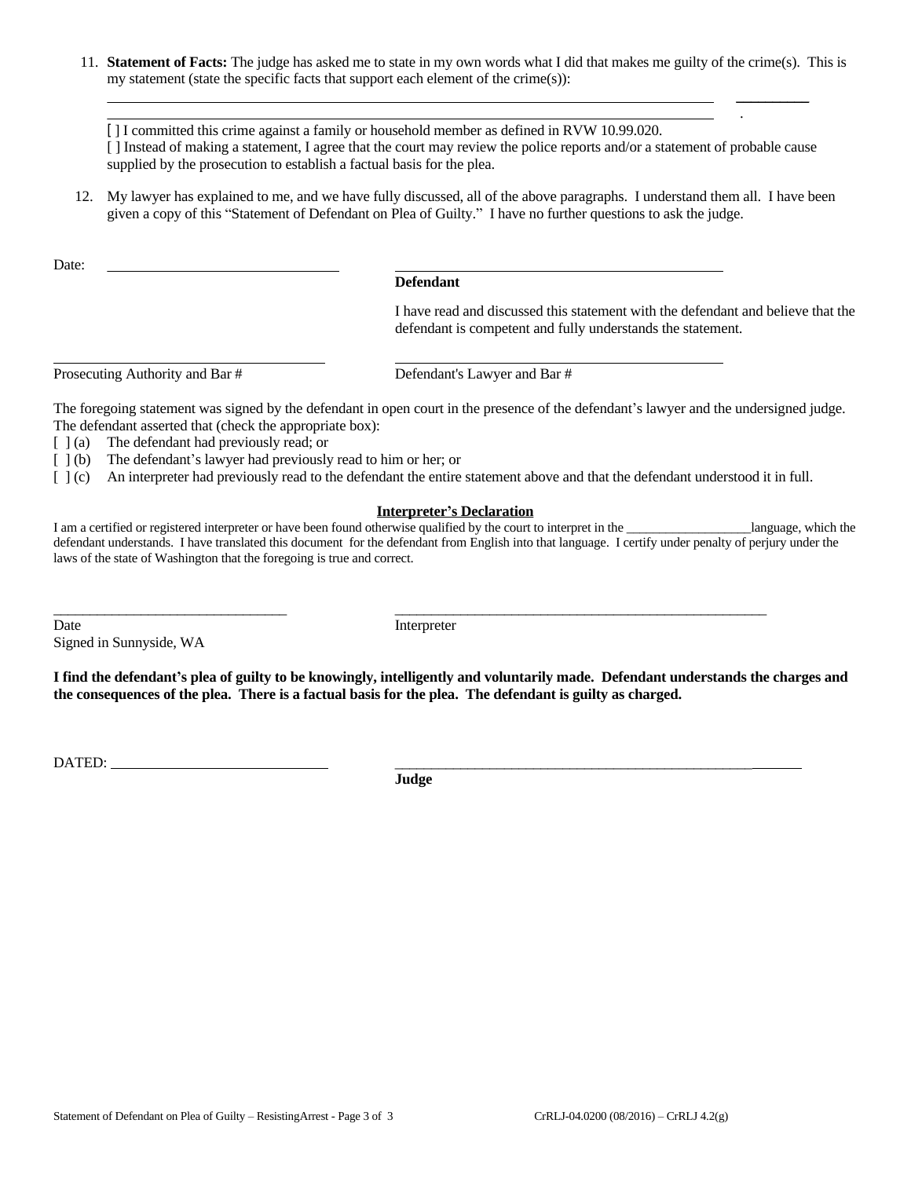11. **Statement of Facts:** The judge has asked me to state in my own words what I did that makes me guilty of the crime(s). This is my statement (state the specific facts that support each element of the crime(s)):

______________________________________________________________________________ __________

______________________________________________________________________________ .

[ ] I committed this crime against a family or household member as defined in RVW 10.99.020.

[ ] Instead of making a statement, I agree that the court may review the police reports and/or a statement of probable cause supplied by the prosecution to establish a factual basis for the plea.

12. My lawyer has explained to me, and we have fully discussed, all of the above paragraphs. I understand them all. I have been given a copy of this "Statement of Defendant on Plea of Guilty." I have no further questions to ask the judge.

Date: ______________________________ ______________________________

**Defendant**

I have read and discussed this statement with the defendant and believe that the defendant is competent and fully understands the statement.

______________________________ ______________________________

Prosecuting Authority and Bar # Defendant's Lawyer and Bar #

The foregoing statement was signed by the defendant in open court in the presence of the defendant's lawyer and the undersigned judge. The defendant asserted that (check the appropriate box):

[ ] (a) The defendant had previously read; or

[ ] (b) The defendant's lawyer had previously read to him or her; or

[ ] (c) An interpreter had previously read to the defendant the entire statement above and that the defendant understood it in full.

## Interpreter's Declaration

I am a certified or registered interpreter or have been found otherwise qualified by the court to interpret in the __________________language, which the defendant understands. I have translated this document for the defendant from English into that language. I certify under penalty of perjury under the laws of the state of Washington that the foregoing is true and correct.

_________________________________ _______________________________________________________

Date Interpreter

Signed in Sunnyside, WA

**I find the defendant's plea of guilty to be knowingly, intelligently and voluntarily made. Defendant understands the charges and the consequences of the plea. There is a factual basis for the plea. The defendant is guilty as charged.**

DATED: ______________________________ _______________________________________________________

**Judge**